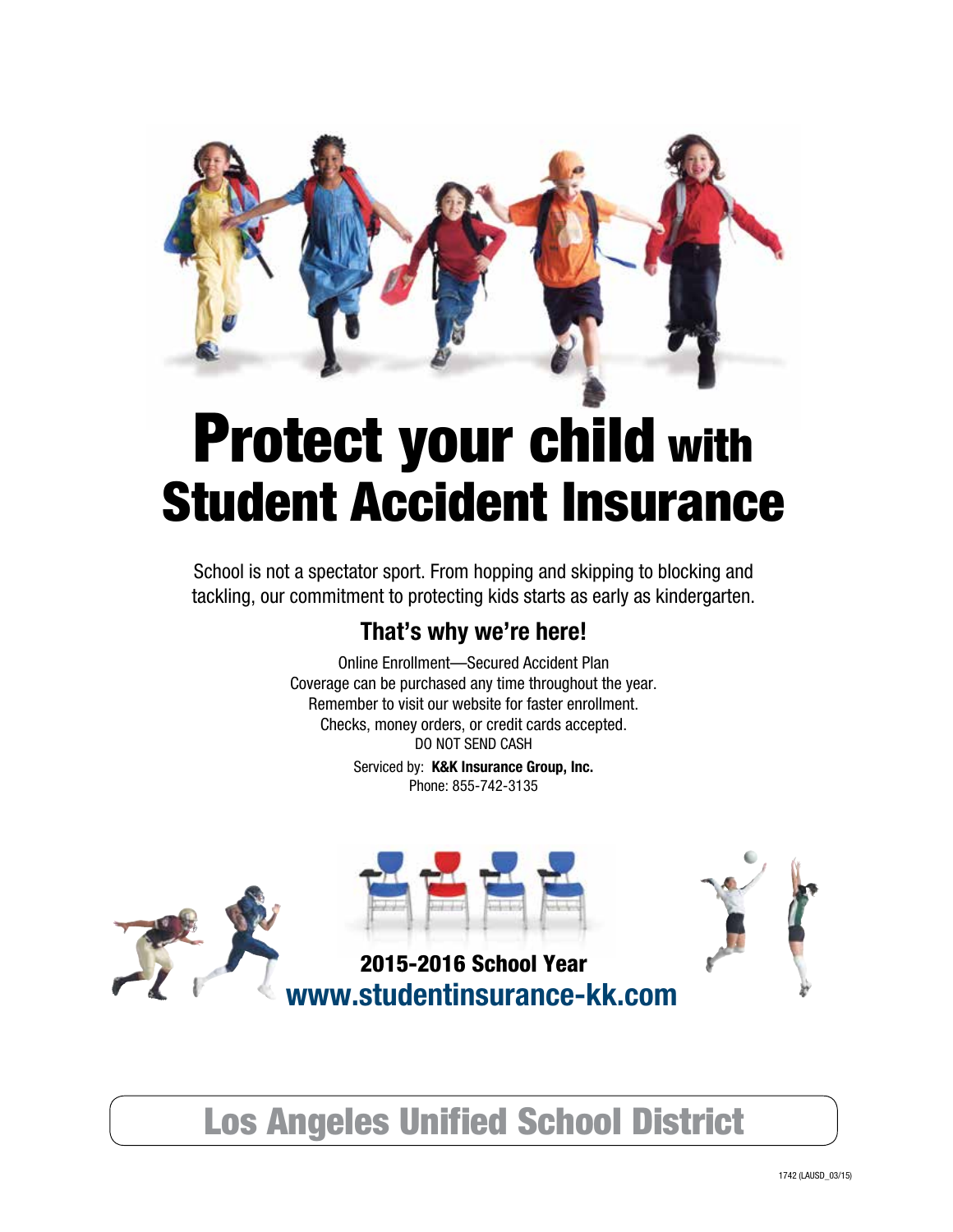# Protect your child with Student Accident Insurance

School is not a spectator sport. From hopping and skipping to blocking and tackling, our commitment to protecting kids starts as early as kindergarten.

## That's why we're here!

Online Enrollment—Secured Accident Plan
Coverage can be purchased any time throughout the year.
Remember to visit our website for faster enrollment.
Checks, money orders, or credit cards accepted.
DO NOT SEND CASH

Serviced by: **K&K Insurance Group, Inc.**
Phone: 855-742-3135

**2015-2016 School Year**

**www.studentinsurance-kk.com**

## Los Angeles Unified School District

1742 (LAUSD_03/15)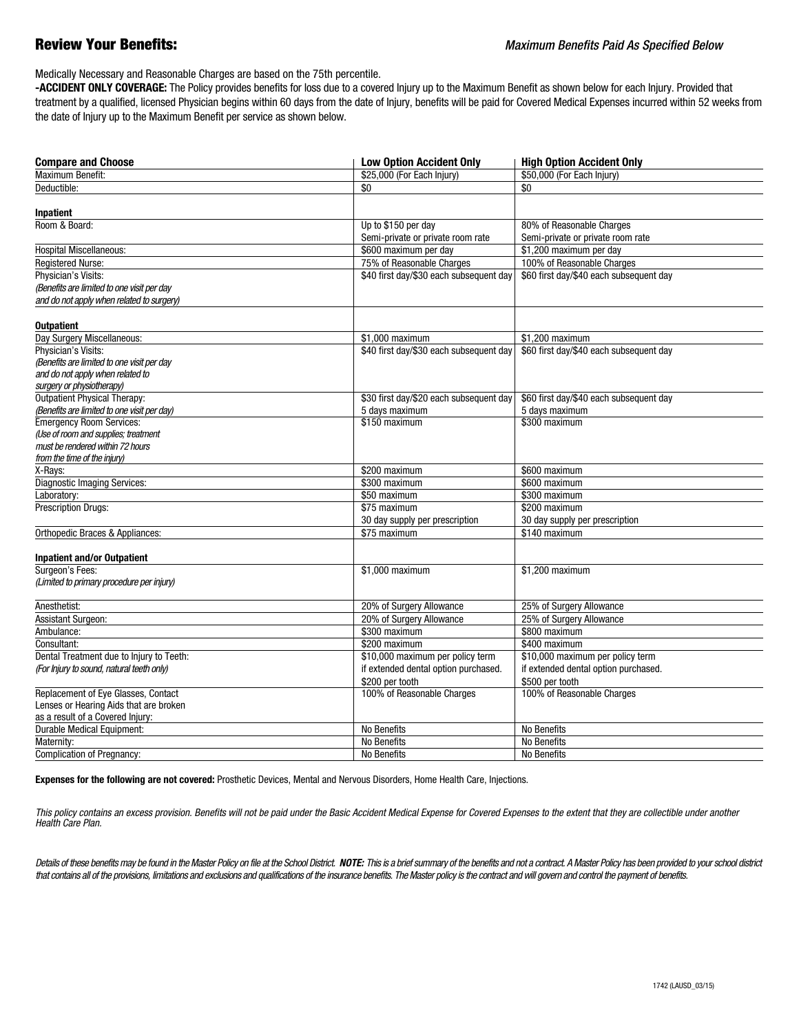## Review Your Benefits:

*Maximum Benefits Paid As Specified Below*

Medically Necessary and Reasonable Charges are based on the 75th percentile.

**-ACCIDENT ONLY COVERAGE:** The Policy provides benefits for loss due to a covered Injury up to the Maximum Benefit as shown below for each Injury. Provided that treatment by a qualified, licensed Physician begins within 60 days from the date of Injury, benefits will be paid for Covered Medical Expenses incurred within 52 weeks from the date of Injury up to the Maximum Benefit per service as shown below.

| **Compare and Choose** | **Low Option Accident Only** | **High Option Accident Only** |
|---|---|---|
| Maximum Benefit: | $25,000 (For Each Injury) | $50,000 (For Each Injury) |
| Deductible: | $0 | $0 |
| **Inpatient** | | |
| Room & Board: | Up to $150 per day<br>Semi-private or private room rate | 80% of Reasonable Charges<br>Semi-private or private room rate |
| Hospital Miscellaneous: | $600 maximum per day | $1,200 maximum per day |
| Registered Nurse: | 75% of Reasonable Charges | 100% of Reasonable Charges |
| Physician's Visits:<br>*(Benefits are limited to one visit per day and do not apply when related to surgery)* | $40 first day/$30 each subsequent day | $60 first day/$40 each subsequent day |
| **Outpatient** | | |
| Day Surgery Miscellaneous: | $1,000 maximum | $1,200 maximum |
| Physician's Visits:<br>*(Benefits are limited to one visit per day and do not apply when related to surgery or physiotherapy)* | $40 first day/$30 each subsequent day | $60 first day/$40 each subsequent day |
| Outpatient Physical Therapy:<br>*(Benefits are limited to one visit per day)* | $30 first day/$20 each subsequent day<br>5 days maximum | $60 first day/$40 each subsequent day<br>5 days maximum |
| Emergency Room Services:<br>*(Use of room and supplies; treatment must be rendered within 72 hours from the time of the injury)* | $150 maximum | $300 maximum |
| X-Rays: | $200 maximum | $600 maximum |
| Diagnostic Imaging Services: | $300 maximum | $600 maximum |
| Laboratory: | $50 maximum | $300 maximum |
| Prescription Drugs: | $75 maximum<br>30 day supply per prescription | $200 maximum<br>30 day supply per prescription |
| Orthopedic Braces & Appliances: | $75 maximum | $140 maximum |
| **Inpatient and/or Outpatient** | | |
| Surgeon's Fees:<br>*(Limited to primary procedure per injury)* | $1,000 maximum | $1,200 maximum |
| Anesthetist: | 20% of Surgery Allowance | 25% of Surgery Allowance |
| Assistant Surgeon: | 20% of Surgery Allowance | 25% of Surgery Allowance |
| Ambulance: | $300 maximum | $800 maximum |
| Consultant: | $200 maximum | $400 maximum |
| Dental Treatment due to Injury to Teeth:<br>*(For Injury to sound, natural teeth only)* | $10,000 maximum per policy term if extended dental option purchased.<br>$200 per tooth | $10,000 maximum per policy term if extended dental option purchased.<br>$500 per tooth |
| Replacement of Eye Glasses, Contact Lenses or Hearing Aids that are broken as a result of a Covered Injury: | 100% of Reasonable Charges | 100% of Reasonable Charges |
| Durable Medical Equipment: | No Benefits | No Benefits |
| Maternity: | No Benefits | No Benefits |
| Complication of Pregnancy: | No Benefits | No Benefits |

**Expenses for the following are not covered:** Prosthetic Devices, Mental and Nervous Disorders, Home Health Care, Injections.

*This policy contains an excess provision. Benefits will not be paid under the Basic Accident Medical Expense for Covered Expenses to the extent that they are collectible under another Health Care Plan.*

*Details of these benefits may be found in the Master Policy on file at the School District.* ***NOTE:*** *This is a brief summary of the benefits and not a contract. A Master Policy has been provided to your school district that contains all of the provisions, limitations and exclusions and qualifications of the insurance benefits. The Master policy is the contract and will govern and control the payment of benefits.*

1742 (LAUSD_03/15)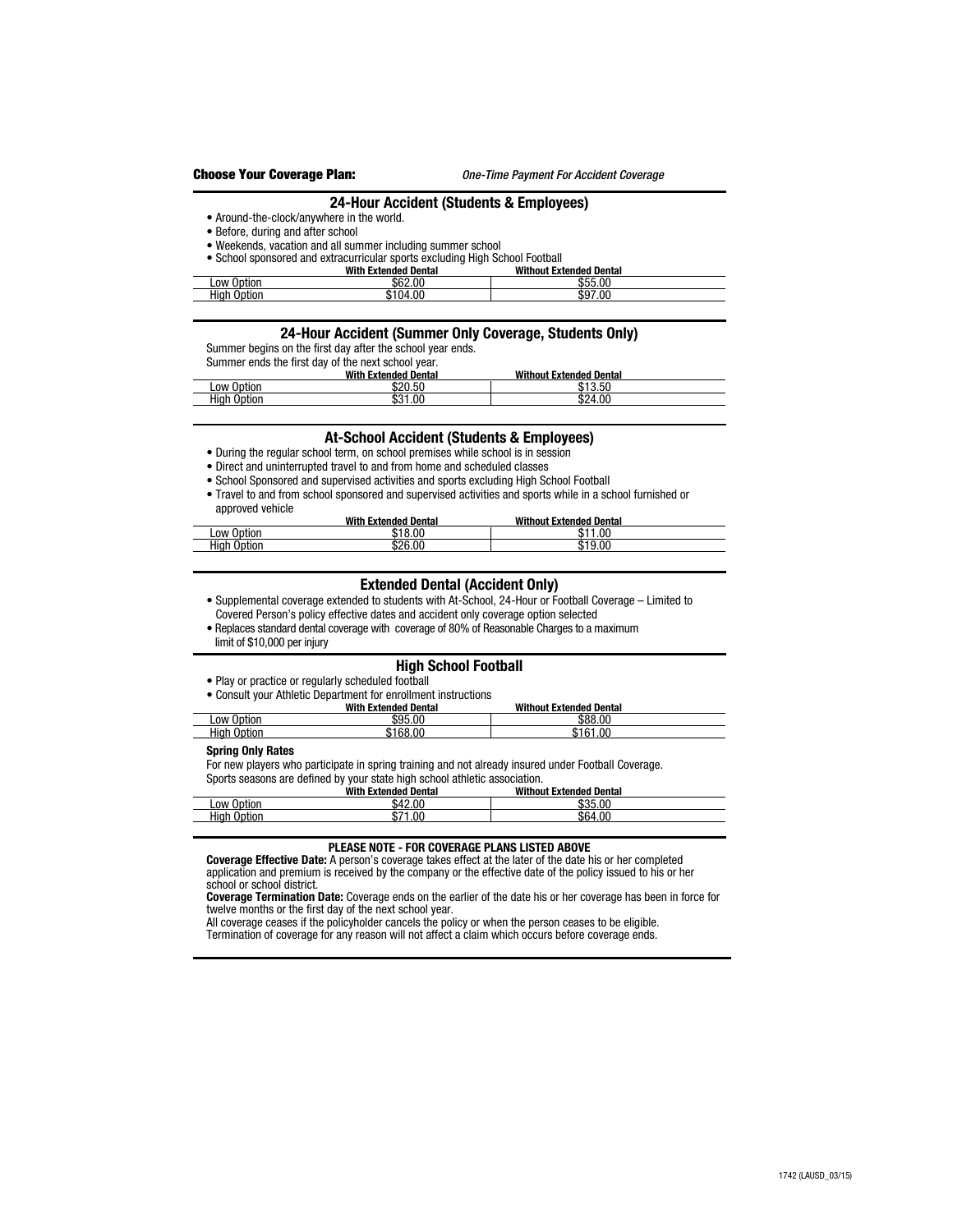**Choose Your Coverage Plan:** *One-Time Payment For Accident Coverage*

## 24-Hour Accident (Students & Employees)

- Around-the-clock/anywhere in the world.
- Before, during and after school
- Weekends, vacation and all summer including summer school
- School sponsored and extracurricular sports excluding High School Football

| | With Extended Dental | Without Extended Dental |
|---|---|---|
| Low Option | $62.00 | $55.00 |
| High Option | $104.00 | $97.00 |

## 24-Hour Accident (Summer Only Coverage, Students Only)

Summer begins on the first day after the school year ends.
Summer ends the first day of the next school year.

| | With Extended Dental | Without Extended Dental |
|---|---|---|
| Low Option | $20.50 | $13.50 |
| High Option | $31.00 | $24.00 |

## At-School Accident (Students & Employees)

- During the regular school term, on school premises while school is in session
- Direct and uninterrupted travel to and from home and scheduled classes
- School Sponsored and supervised activities and sports excluding High School Football
- Travel to and from school sponsored and supervised activities and sports while in a school furnished or approved vehicle

| | With Extended Dental | Without Extended Dental |
|---|---|---|
| Low Option | $18.00 | $11.00 |
| High Option | $26.00 | $19.00 |

## Extended Dental (Accident Only)

- Supplemental coverage extended to students with At-School, 24-Hour or Football Coverage – Limited to Covered Person's policy effective dates and accident only coverage option selected
- Replaces standard dental coverage with coverage of 80% of Reasonable Charges to a maximum limit of $10,000 per injury

## High School Football

- Play or practice or regularly scheduled football
- Consult your Athletic Department for enrollment instructions

| | With Extended Dental | Without Extended Dental |
|---|---|---|
| Low Option | $95.00 | $88.00 |
| High Option | $168.00 | $161.00 |

**Spring Only Rates**

For new players who participate in spring training and not already insured under Football Coverage.
Sports seasons are defined by your state high school athletic association.

| | With Extended Dental | Without Extended Dental |
|---|---|---|
| Low Option | $42.00 | $35.00 |
| High Option | $71.00 | $64.00 |

**PLEASE NOTE - FOR COVERAGE PLANS LISTED ABOVE**

**Coverage Effective Date:** A person's coverage takes effect at the later of the date his or her completed application and premium is received by the company or the effective date of the policy issued to his or her school or school district.

**Coverage Termination Date:** Coverage ends on the earlier of the date his or her coverage has been in force for twelve months or the first day of the next school year.

All coverage ceases if the policyholder cancels the policy or when the person ceases to be eligible.
Termination of coverage for any reason will not affect a claim which occurs before coverage ends.

1742 (LAUSD_03/15)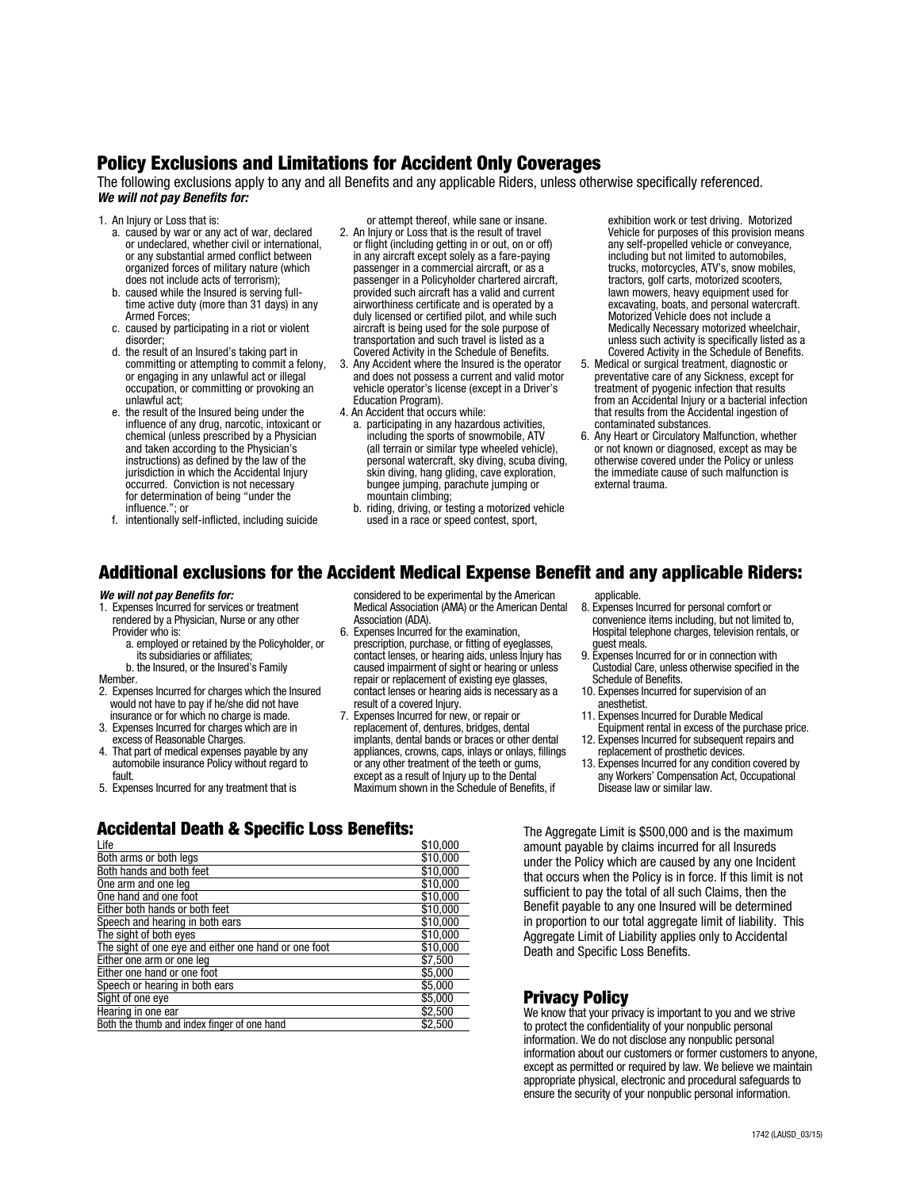## Policy Exclusions and Limitations for Accident Only Coverages

The following exclusions apply to any and all Benefits and any applicable Riders, unless otherwise specifically referenced.
***We will not pay Benefits for:***

1. An Injury or Loss that is:
   a. caused by war or any act of war, declared or undeclared, whether civil or international, or any substantial armed conflict between organized forces of military nature (which does not include acts of terrorism);
   b. caused while the Insured is serving full-time active duty (more than 31 days) in any Armed Forces;
   c. caused by participating in a riot or violent disorder;
   d. the result of an Insured's taking part in committing or attempting to commit a felony, or engaging in any unlawful act or illegal occupation, or committing or provoking an unlawful act;
   e. the result of the Insured being under the influence of any drug, narcotic, intoxicant or chemical (unless prescribed by a Physician and taken according to the Physician's instructions) as defined by the law of the jurisdiction in which the Accidental Injury occurred. Conviction is not necessary for determination of being "under the influence."; or
   f. intentionally self-inflicted, including suicide or attempt thereof, while sane or insane.
2. An Injury or Loss that is the result of travel or flight (including getting in or out, on or off) in any aircraft except solely as a fare-paying passenger in a commercial aircraft, or as a passenger in a Policyholder chartered aircraft, provided such aircraft has a valid and current airworthiness certificate and is operated by a duly licensed or certified pilot, and while such aircraft is being used for the sole purpose of transportation and such travel is listed as a Covered Activity in the Schedule of Benefits.
3. Any Accident where the Insured is the operator and does not possess a current and valid motor vehicle operator's license (except in a Driver's Education Program).
4. An Accident that occurs while:
   a. participating in any hazardous activities, including the sports of snowmobile, ATV (all terrain or similar type wheeled vehicle), personal watercraft, sky diving, scuba diving, skin diving, hang gliding, cave exploration, bungee jumping, parachute jumping or mountain climbing;
   b. riding, driving, or testing a motorized vehicle used in a race or speed contest, sport, exhibition work or test driving. Motorized Vehicle for purposes of this provision means any self-propelled vehicle or conveyance, including but not limited to automobiles, trucks, motorcycles, ATV's, snow mobiles, tractors, golf carts, motorized scooters, lawn mowers, heavy equipment used for excavating, boats, and personal watercraft. Motorized Vehicle does not include a Medically Necessary motorized wheelchair, unless such activity is specifically listed as a Covered Activity in the Schedule of Benefits.
5. Medical or surgical treatment, diagnostic or preventative care of any Sickness, except for treatment of pyogenic infection that results from an Accidental Injury or a bacterial infection that results from the Accidental ingestion of contaminated substances.
6. Any Heart or Circulatory Malfunction, whether or not known or diagnosed, except as may be otherwise covered under the Policy or unless the immediate cause of such malfunction is external trauma.

## Additional exclusions for the Accident Medical Expense Benefit and any applicable Riders:

***We will not pay Benefits for:***

1. Expenses Incurred for services or treatment rendered by a Physician, Nurse or any other Provider who is:
   a. employed or retained by the Policyholder, or its subsidiaries or affiliates;
   b. the Insured, or the Insured's Family Member.
2. Expenses Incurred for charges which the Insured would not have to pay if he/she did not have insurance or for which no charge is made.
3. Expenses Incurred for charges which are in excess of Reasonable Charges.
4. That part of medical expenses payable by any automobile insurance Policy without regard to fault.
5. Expenses Incurred for any treatment that is considered to be experimental by the American Medical Association (AMA) or the American Dental Association (ADA).
6. Expenses Incurred for the examination, prescription, purchase, or fitting of eyeglasses, contact lenses, or hearing aids, unless Injury has caused impairment of sight or hearing or unless repair or replacement of existing eye glasses, contact lenses or hearing aids is necessary as a result of a covered Injury.
7. Expenses Incurred for new, or repair or replacement of, dentures, bridges, dental implants, dental bands or braces or other dental appliances, crowns, caps, inlays or onlays, fillings or any other treatment of the teeth or gums, except as a result of Injury up to the Dental Maximum shown in the Schedule of Benefits, if applicable.
8. Expenses Incurred for personal comfort or convenience items including, but not limited to, Hospital telephone charges, television rentals, or guest meals.
9. Expenses Incurred for or in connection with Custodial Care, unless otherwise specified in the Schedule of Benefits.
10. Expenses Incurred for supervision of an anesthetist.
11. Expenses Incurred for Durable Medical Equipment rental in excess of the purchase price.
12. Expenses Incurred for subsequent repairs and replacement of prosthetic devices.
13. Expenses Incurred for any condition covered by any Workers' Compensation Act, Occupational Disease law or similar law.

## Accidental Death & Specific Loss Benefits:

| Loss | Benefit |
|---|---|
| Life | $10,000 |
| Both arms or both legs | $10,000 |
| Both hands and both feet | $10,000 |
| One arm and one leg | $10,000 |
| One hand and one foot | $10,000 |
| Either both hands or both feet | $10,000 |
| Speech and hearing in both ears | $10,000 |
| The sight of both eyes | $10,000 |
| The sight of one eye and either one hand or one foot | $10,000 |
| Either one arm or one leg | $7,500 |
| Either one hand or one foot | $5,000 |
| Speech or hearing in both ears | $5,000 |
| Sight of one eye | $5,000 |
| Hearing in one ear | $2,500 |
| Both the thumb and index finger of one hand | $2,500 |

The Aggregate Limit is $500,000 and is the maximum amount payable by claims incurred for all Insureds under the Policy which are caused by any one Incident that occurs when the Policy is in force. If this limit is not sufficient to pay the total of all such Claims, then the Benefit payable to any one Insured will be determined in proportion to our total aggregate limit of liability. This Aggregate Limit of Liability applies only to Accidental Death and Specific Loss Benefits.

## Privacy Policy

We know that your privacy is important to you and we strive to protect the confidentiality of your nonpublic personal information. We do not disclose any nonpublic personal information about our customers or former customers to anyone, except as permitted or required by law. We believe we maintain appropriate physical, electronic and procedural safeguards to ensure the security of your nonpublic personal information.

1742 (LAUSD_03/15)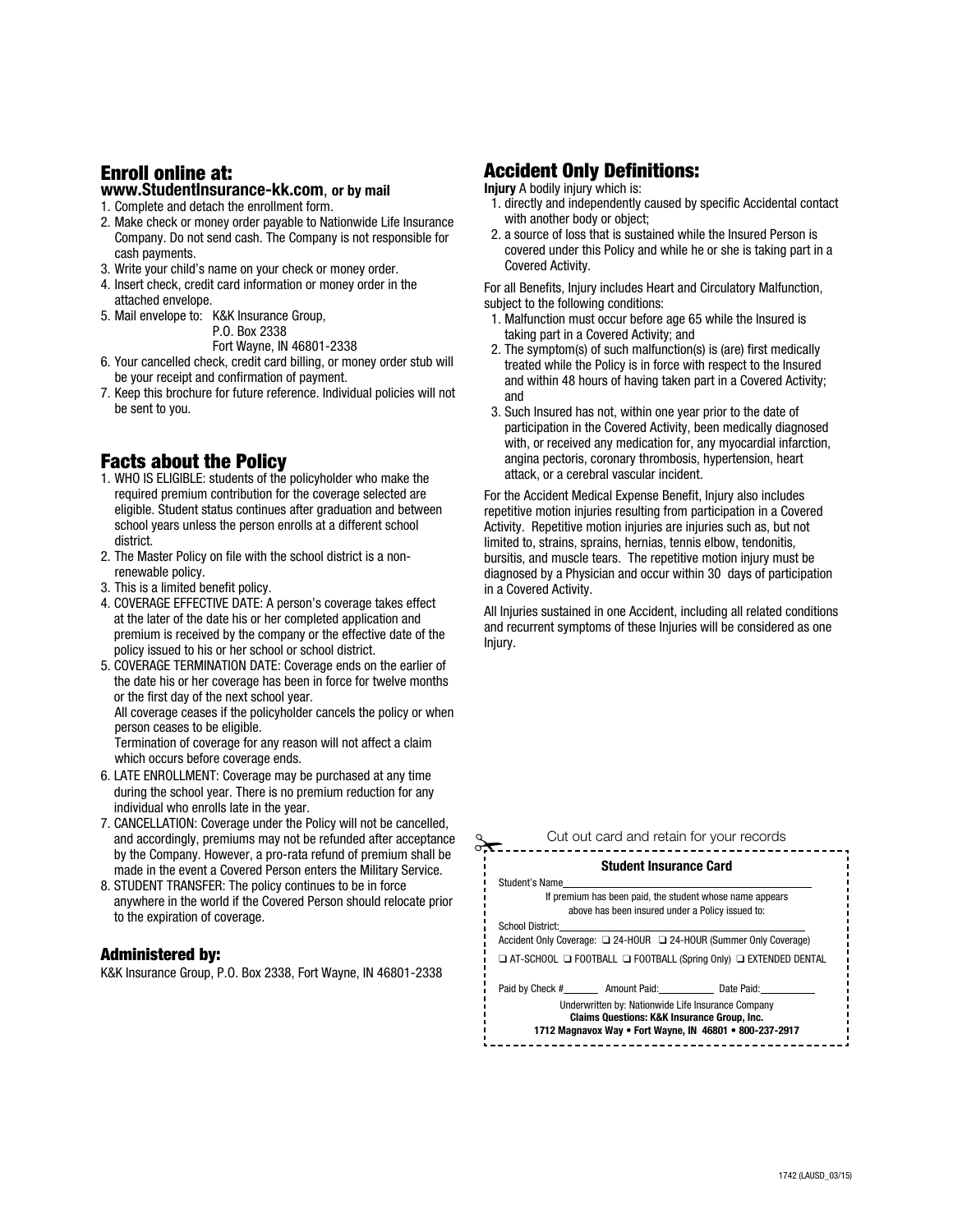## Enroll online at:

**www.StudentInsurance-kk.com, or by mail**

1. Complete and detach the enrollment form.
2. Make check or money order payable to Nationwide Life Insurance Company. Do not send cash. The Company is not responsible for cash payments.
3. Write your child's name on your check or money order.
4. Insert check, credit card information or money order in the attached envelope.
5. Mail envelope to: K&K Insurance Group,
   P.O. Box 2338
   Fort Wayne, IN 46801-2338
6. Your cancelled check, credit card billing, or money order stub will be your receipt and confirmation of payment.
7. Keep this brochure for future reference. Individual policies will not be sent to you.

## Facts about the Policy

1. WHO IS ELIGIBLE: students of the policyholder who make the required premium contribution for the coverage selected are eligible. Student status continues after graduation and between school years unless the person enrolls at a different school district.
2. The Master Policy on file with the school district is a non-renewable policy.
3. This is a limited benefit policy.
4. COVERAGE EFFECTIVE DATE: A person's coverage takes effect at the later of the date his or her completed application and premium is received by the company or the effective date of the policy issued to his or her school or school district.
5. COVERAGE TERMINATION DATE: Coverage ends on the earlier of the date his or her coverage has been in force for twelve months or the first day of the next school year.
   All coverage ceases if the policyholder cancels the policy or when person ceases to be eligible.
   Termination of coverage for any reason will not affect a claim which occurs before coverage ends.
6. LATE ENROLLMENT: Coverage may be purchased at any time during the school year. There is no premium reduction for any individual who enrolls late in the year.
7. CANCELLATION: Coverage under the Policy will not be cancelled, and accordingly, premiums may not be refunded after acceptance by the Company. However, a pro-rata refund of premium shall be made in the event a Covered Person enters the Military Service.
8. STUDENT TRANSFER: The policy continues to be in force anywhere in the world if the Covered Person should relocate prior to the expiration of coverage.

### Administered by:

K&K Insurance Group, P.O. Box 2338, Fort Wayne, IN 46801-2338

## Accident Only Definitions:

**Injury** A bodily injury which is:

1. directly and independently caused by specific Accidental contact with another body or object;
2. a source of loss that is sustained while the Insured Person is covered under this Policy and while he or she is taking part in a Covered Activity.

For all Benefits, Injury includes Heart and Circulatory Malfunction, subject to the following conditions:

1. Malfunction must occur before age 65 while the Insured is taking part in a Covered Activity; and
2. The symptom(s) of such malfunction(s) is (are) first medically treated while the Policy is in force with respect to the Insured and within 48 hours of having taken part in a Covered Activity; and
3. Such Insured has not, within one year prior to the date of participation in the Covered Activity, been medically diagnosed with, or received any medication for, any myocardial infarction, angina pectoris, coronary thrombosis, hypertension, heart attack, or a cerebral vascular incident.

For the Accident Medical Expense Benefit, Injury also includes repetitive motion injuries resulting from participation in a Covered Activity. Repetitive motion injuries are injuries such as, but not limited to, strains, sprains, hernias, tennis elbow, tendonitis, bursitis, and muscle tears. The repetitive motion injury must be diagnosed by a Physician and occur within 30 days of participation in a Covered Activity.

All Injuries sustained in one Accident, including all related conditions and recurrent symptoms of these Injuries will be considered as one Injury.

Cut out card and retain for your records

**Student Insurance Card**

Student's Name\_\_\_\_\_\_\_\_\_\_\_\_\_\_\_\_\_\_\_\_\_\_\_\_\_\_\_\_

If premium has been paid, the student whose name appears above has been insured under a Policy issued to:

School District:\_\_\_\_\_\_\_\_\_\_\_\_\_\_\_\_\_\_\_\_\_\_\_\_\_\_\_\_

Accident Only Coverage: ❑ 24-HOUR ❑ 24-HOUR (Summer Only Coverage)

❑ AT-SCHOOL ❑ FOOTBALL ❑ FOOTBALL (Spring Only) ❑ EXTENDED DENTAL

Paid by Check #\_\_\_\_\_\_ Amount Paid:\_\_\_\_\_\_\_\_\_ Date Paid:\_\_\_\_\_\_\_\_\_

Underwritten by: Nationwide Life Insurance Company
**Claims Questions: K&K Insurance Group, Inc.**
**1712 Magnavox Way • Fort Wayne, IN 46801 • 800-237-2917**

1742 (LAUSD_03/15)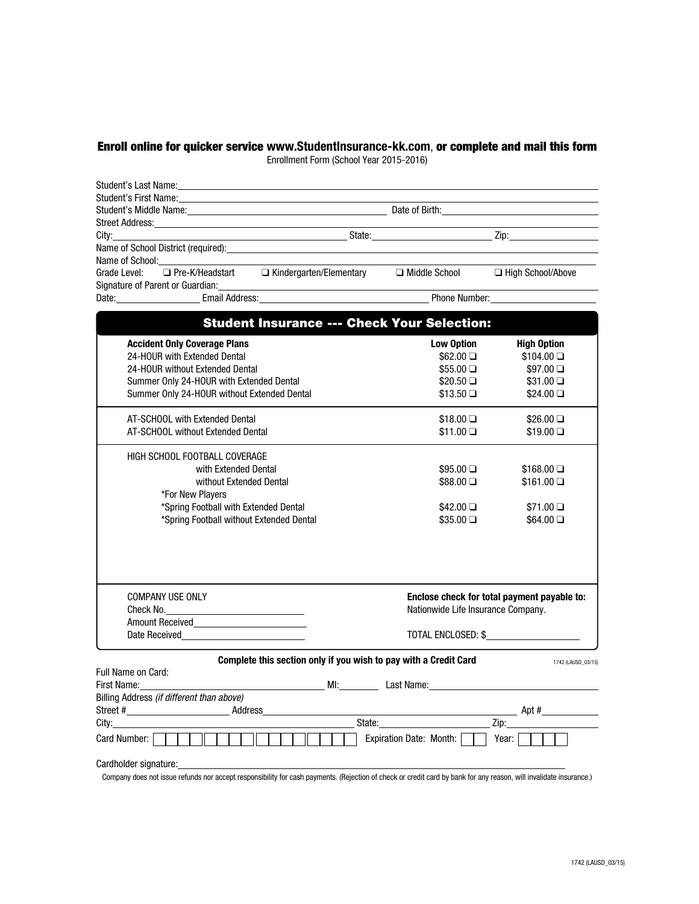## Enroll online for quicker service www.StudentInsurance-kk.com, or complete and mail this form

Enrollment Form (School Year 2015-2016)

Student's Last Name: \_\_\_\_\_\_\_\_\_\_\_\_\_\_\_\_\_\_\_\_

Student's First Name: \_\_\_\_\_\_\_\_\_\_\_\_\_\_\_\_\_\_\_\_

Student's Middle Name: \_\_\_\_\_\_\_\_\_\_\_\_\_\_\_\_\_\_\_\_ Date of Birth: \_\_\_\_\_\_\_\_\_\_\_\_\_\_\_\_\_\_\_\_

Street Address: \_\_\_\_\_\_\_\_\_\_\_\_\_\_\_\_\_\_\_\_

City: \_\_\_\_\_\_\_\_\_\_\_\_\_\_\_\_\_\_\_\_ State: \_\_\_\_\_\_\_\_\_\_\_\_\_\_\_\_\_\_\_\_ Zip: \_\_\_\_\_\_\_\_\_\_\_\_\_\_\_\_\_\_\_\_

Name of School District (required): \_\_\_\_\_\_\_\_\_\_\_\_\_\_\_\_\_\_\_\_

Name of School: \_\_\_\_\_\_\_\_\_\_\_\_\_\_\_\_\_\_\_\_

Grade Level: ❑ Pre-K/Headstart ❑ Kindergarten/Elementary ❑ Middle School ❑ High School/Above

Signature of Parent or Guardian: \_\_\_\_\_\_\_\_\_\_\_\_\_\_\_\_\_\_\_\_

Date: \_\_\_\_\_\_\_\_\_\_\_\_\_\_\_\_\_\_\_\_ Email Address: \_\_\_\_\_\_\_\_\_\_\_\_\_\_\_\_\_\_\_\_ Phone Number: \_\_\_\_\_\_\_\_\_\_\_\_\_\_\_\_\_\_\_\_

### Student Insurance --- Check Your Selection:

| Accident Only Coverage Plans | Low Option | High Option |
|---|---|---|
| 24-HOUR with Extended Dental | $62.00 ❑ | $104.00 ❑ |
| 24-HOUR without Extended Dental | $55.00 ❑ | $97.00 ❑ |
| Summer Only 24-HOUR with Extended Dental | $20.50 ❑ | $31.00 ❑ |
| Summer Only 24-HOUR without Extended Dental | $13.50 ❑ | $24.00 ❑ |
| AT-SCHOOL with Extended Dental | $18.00 ❑ | $26.00 ❑ |
| AT-SCHOOL without Extended Dental | $11.00 ❑ | $19.00 ❑ |
| HIGH SCHOOL FOOTBALL COVERAGE | | |
| with Extended Dental | $95.00 ❑ | $168.00 ❑ |
| without Extended Dental | $88.00 ❑ | $161.00 ❑ |
| *For New Players | | |
| *Spring Football with Extended Dental | $42.00 ❑ | $71.00 ❑ |
| *Spring Football without Extended Dental | $35.00 ❑ | $64.00 ❑ |

COMPANY USE ONLY

Check No. \_\_\_\_\_\_\_\_\_\_\_\_\_\_\_\_\_\_\_\_

Amount Received \_\_\_\_\_\_\_\_\_\_\_\_\_\_\_\_\_\_\_\_

Date Received \_\_\_\_\_\_\_\_\_\_\_\_\_\_\_\_\_\_\_\_

**Enclose check for total payment payable to:**
Nationwide Life Insurance Company.

TOTAL ENCLOSED: $ \_\_\_\_\_\_\_\_\_\_\_\_\_\_\_\_\_\_\_\_

**Complete this section only if you wish to pay with a Credit Card**

1742 (LAUSD_03/15)

Full Name on Card:

First Name: \_\_\_\_\_\_\_\_\_\_\_\_\_\_\_\_\_\_\_\_ MI: \_\_\_\_\_\_\_\_ Last Name: \_\_\_\_\_\_\_\_\_\_\_\_\_\_\_\_\_\_\_\_

Billing Address *(if different than above)*

Street # \_\_\_\_\_\_\_\_\_\_\_\_\_\_\_\_\_\_\_\_ Address \_\_\_\_\_\_\_\_\_\_\_\_\_\_\_\_\_\_\_\_ Apt # \_\_\_\_\_\_\_\_\_\_\_\_\_\_\_\_\_\_\_\_

City: \_\_\_\_\_\_\_\_\_\_\_\_\_\_\_\_\_\_\_\_ State: \_\_\_\_\_\_\_\_\_\_\_\_\_\_\_\_\_\_\_\_ Zip: \_\_\_\_\_\_\_\_\_\_\_\_\_\_\_\_\_\_\_\_

Card Number: ☐☐☐☐ ☐☐☐☐ ☐☐☐☐ ☐☐☐☐ Expiration Date: Month: ☐☐ Year: ☐☐☐☐

Cardholder signature: \_\_\_\_\_\_\_\_\_\_\_\_\_\_\_\_\_\_\_\_

Company does not issue refunds nor accept responsibility for cash payments. (Rejection of check or credit card by bank for any reason, will invalidate insurance.)

1742 (LAUSD_03/15)